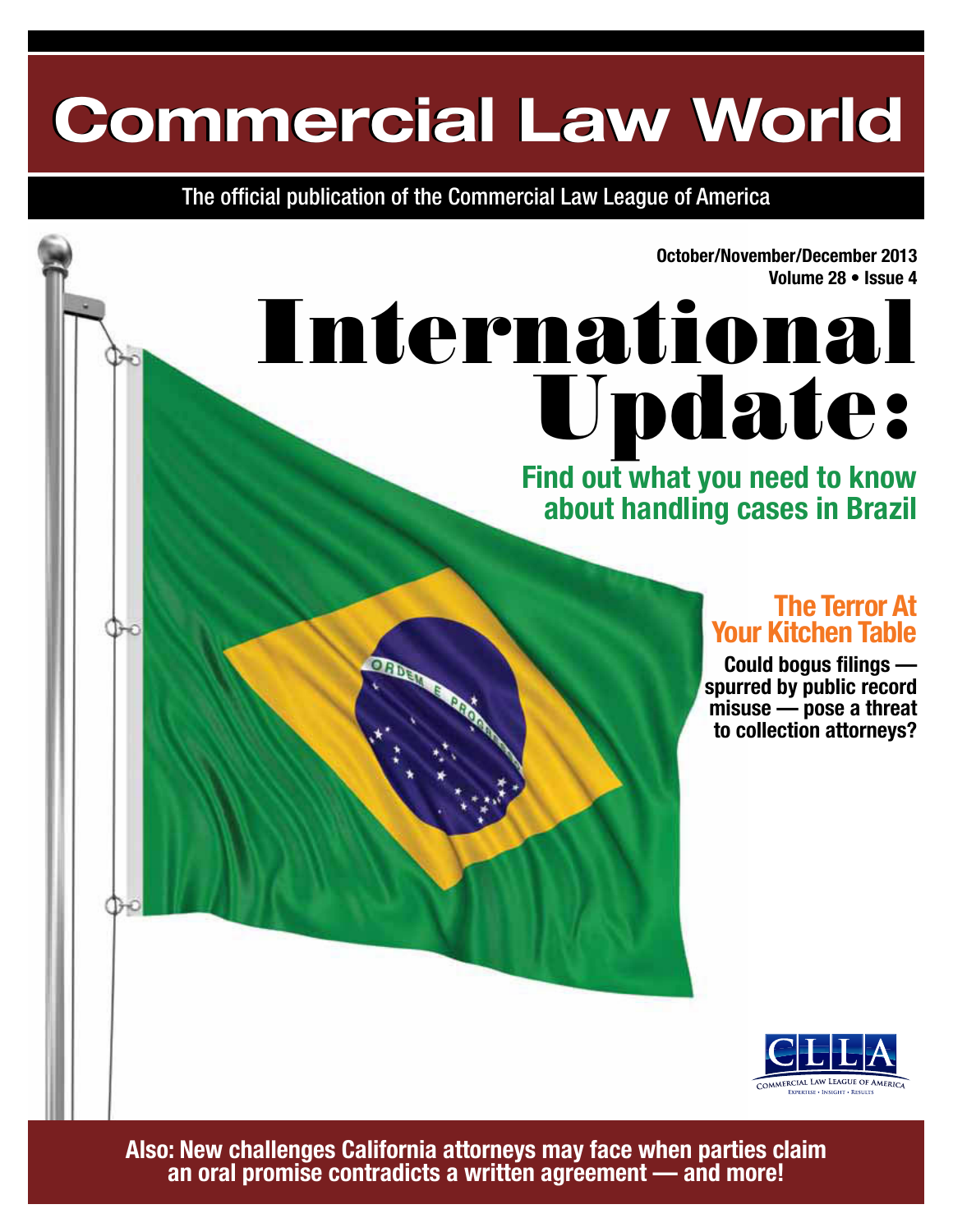# Commercial Law World

The official publication of the Commercial Law League of America

**October/November/December 2013**
**Volume 28 • Issue 4**

# International Update:

## Find out what you need to know about handling cases in Brazil

### The Terror At Your Kitchen Table

**Could bogus filings — spurred by public record misuse — pose a threat to collection attorneys?**

CLLA
COMMERCIAL LAW LEAGUE OF AMERICA
EXPERTISE • INSIGHT • RESULTS

**Also: New challenges California attorneys may face when parties claim an oral promise contradicts a written agreement — and more!**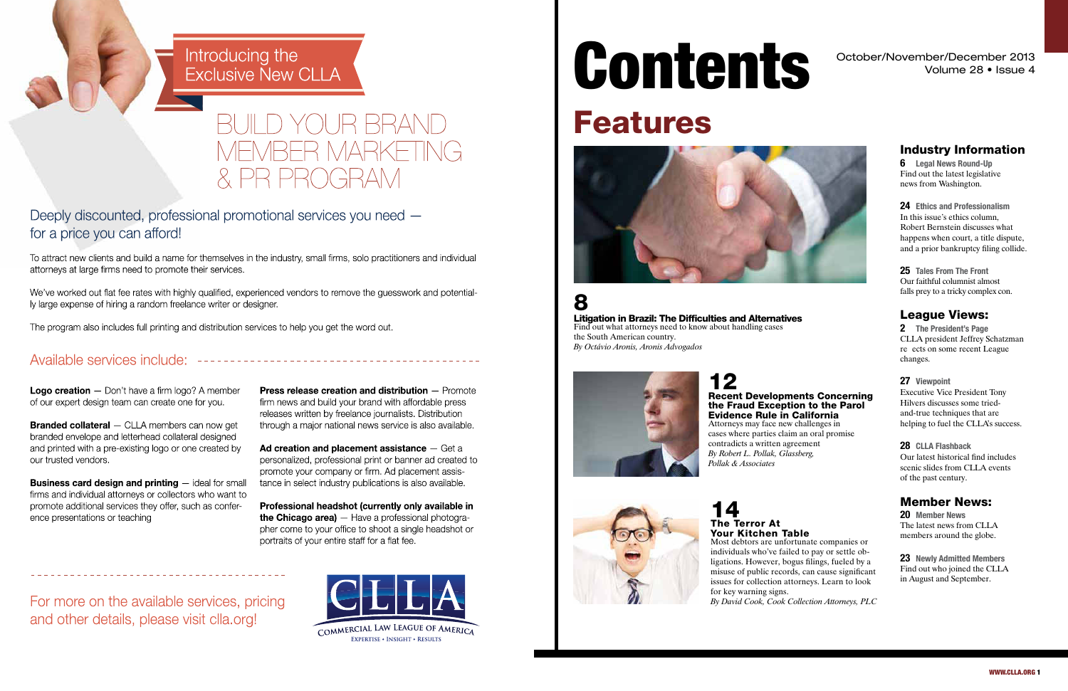Introducing the Exclusive New CLLA

# BUILD YOUR BRAND MEMBER MARKETING & PR PROGRAM

## Deeply discounted, professional promotional services you need — for a price you can afford!

To attract new clients and build a name for themselves in the industry, small firms, solo practitioners and individual attorneys at large firms need to promote their services.

We've worked out flat fee rates with highly qualified, experienced vendors to remove the guesswork and potentially large expense of hiring a random freelance writer or designer.

The program also includes full printing and distribution services to help you get the word out.

### Available services include:

**Logo creation** — Don't have a firm logo? A member of our expert design team can create one for you.

**Branded collateral** — CLLA members can now get branded envelope and letterhead collateral designed and printed with a pre-existing logo or one created by our trusted vendors.

**Business card design and printing** — ideal for small firms and individual attorneys or collectors who want to promote additional services they offer, such as conference presentations or teaching

**Press release creation and distribution** — Promote firm news and build your brand with affordable press releases written by freelance journalists. Distribution through a major national news service is also available.

**Ad creation and placement assistance** — Get a personalized, professional print or banner ad created to promote your company or firm. Ad placement assistance in select industry publications is also available.

**Professional headshot (currently only available in the Chicago area)** — Have a professional photographer come to your office to shoot a single headshot or portraits of your entire staff for a flat fee.

For more on the available services, pricing and other details, please visit clla.org!

CLLA
COMMERCIAL LAW LEAGUE OF AMERICA
EXPERTISE • INSIGHT • RESULTS

# Contents

October/November/December 2013
Volume 28 • Issue 4

## Features

**8**
**Litigation in Brazil: The Difficulties and Alternatives**
Find out what attorneys need to know about handling cases the South American country.
*By Octávio Aronis, Aronis Advogados*

**12**
**Recent Developments Concerning the Fraud Exception to the Parol Evidence Rule in California**
Attorneys may face new challenges in cases where parties claim an oral promise contradicts a written agreement
*By Robert L. Pollak, Glassberg, Pollak & Associates*

**14**
**The Terror At Your Kitchen Table**
Most debtors are unfortunate companies or individuals who've failed to pay or settle obligations. However, bogus filings, fueled by a misuse of public records, can cause significant issues for collection attorneys. Learn to look for key warning signs.
*By David Cook, Cook Collection Attorneys, PLC*

### Industry Information

**6 Legal News Round-Up**
Find out the latest legislative news from Washington.

**24 Ethics and Professionalism**
In this issue's ethics column, Robert Bernstein discusses what happens when court, a title dispute, and a prior bankruptcy filing collide.

**25 Tales From The Front**
Our faithful columnist almost falls prey to a tricky complex con.

### League Views:

**2 The President's Page**
CLLA president Jeffrey Schatzman re ects on some recent League changes.

**27 Viewpoint**
Executive Vice President Tony Hilvers discusses some tried-and-true techniques that are helping to fuel the CLLA's success.

**28 CLLA Flashback**
Our latest historical find includes scenic slides from CLLA events of the past century.

### Member News:

**20 Member News**
The latest news from CLLA members around the globe.

**23 Newly Admitted Members**
Find out who joined the CLLA in August and September.